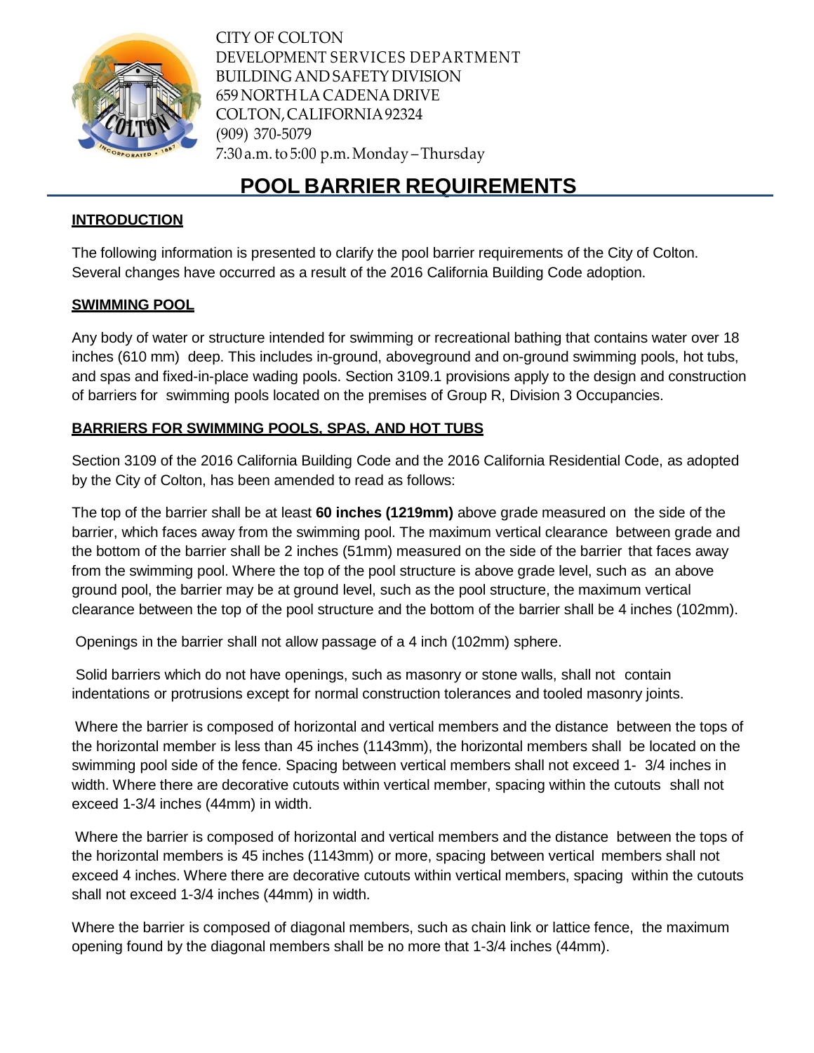CITY OF COLTON
DEVELOPMENT SERVICES DEPARTMENT
BUILDING AND SAFETY DIVISION
659 NORTH LA CADENA DRIVE
COLTON, CALIFORNIA 92324
(909) 370-5079
7:30 a.m. to 5:00 p.m. Monday – Thursday

# POOL BARRIER REQUIREMENTS

## INTRODUCTION

The following information is presented to clarify the pool barrier requirements of the City of Colton. Several changes have occurred as a result of the 2016 California Building Code adoption.

## SWIMMING POOL

Any body of water or structure intended for swimming or recreational bathing that contains water over 18 inches (610 mm) deep. This includes in-ground, aboveground and on-ground swimming pools, hot tubs, and spas and fixed-in-place wading pools. Section 3109.1 provisions apply to the design and construction of barriers for swimming pools located on the premises of Group R, Division 3 Occupancies.

## BARRIERS FOR SWIMMING POOLS, SPAS, AND HOT TUBS

Section 3109 of the 2016 California Building Code and the 2016 California Residential Code, as adopted by the City of Colton, has been amended to read as follows:

The top of the barrier shall be at least **60 inches (1219mm)** above grade measured on the side of the barrier, which faces away from the swimming pool. The maximum vertical clearance between grade and the bottom of the barrier shall be 2 inches (51mm) measured on the side of the barrier that faces away from the swimming pool. Where the top of the pool structure is above grade level, such as an above ground pool, the barrier may be at ground level, such as the pool structure, the maximum vertical clearance between the top of the pool structure and the bottom of the barrier shall be 4 inches (102mm).

Openings in the barrier shall not allow passage of a 4 inch (102mm) sphere.

Solid barriers which do not have openings, such as masonry or stone walls, shall not contain indentations or protrusions except for normal construction tolerances and tooled masonry joints.

Where the barrier is composed of horizontal and vertical members and the distance between the tops of the horizontal member is less than 45 inches (1143mm), the horizontal members shall be located on the swimming pool side of the fence. Spacing between vertical members shall not exceed 1- 3/4 inches in width. Where there are decorative cutouts within vertical member, spacing within the cutouts shall not exceed 1-3/4 inches (44mm) in width.

Where the barrier is composed of horizontal and vertical members and the distance between the tops of the horizontal members is 45 inches (1143mm) or more, spacing between vertical members shall not exceed 4 inches. Where there are decorative cutouts within vertical members, spacing within the cutouts shall not exceed 1-3/4 inches (44mm) in width.

Where the barrier is composed of diagonal members, such as chain link or lattice fence, the maximum opening found by the diagonal members shall be no more that 1-3/4 inches (44mm).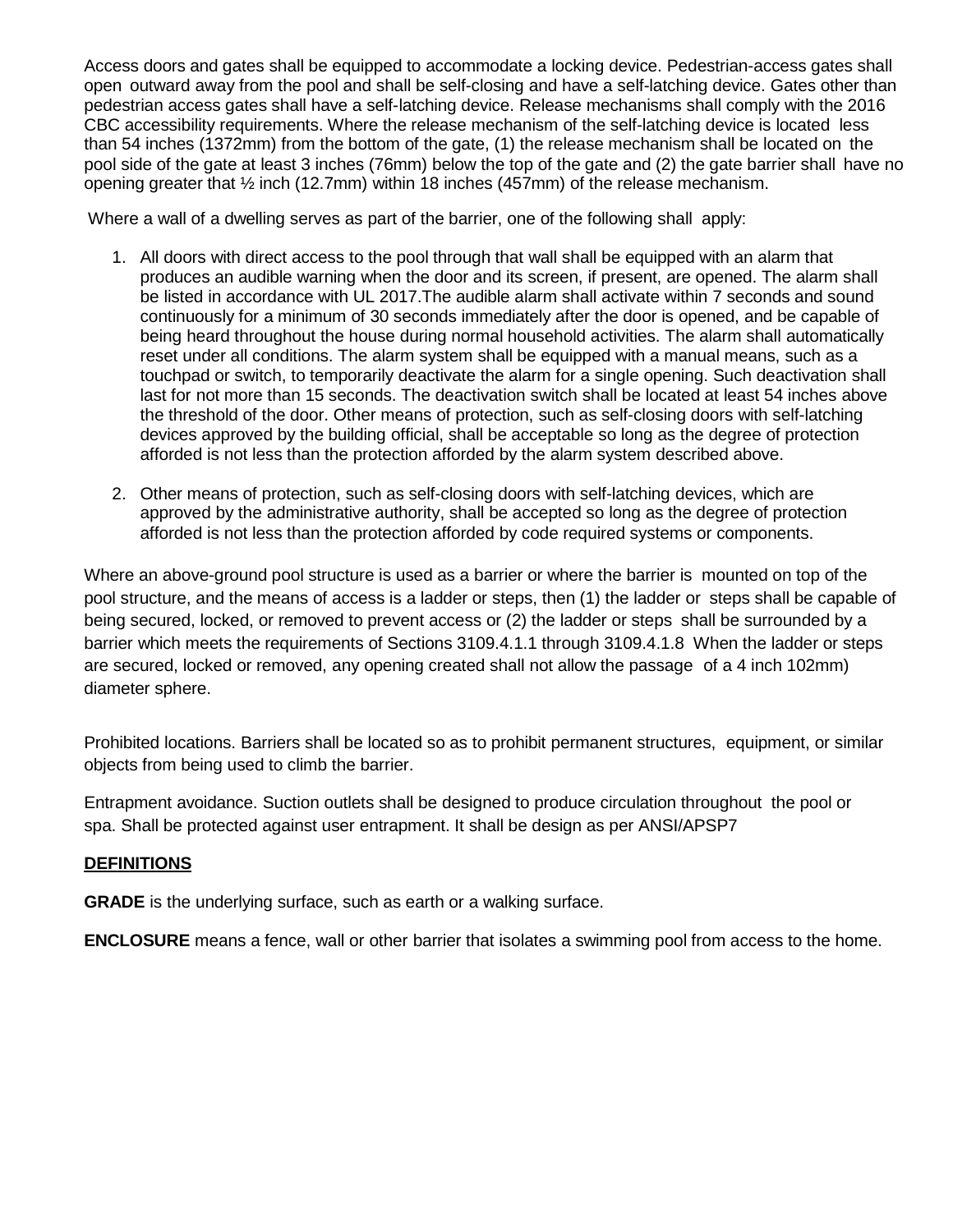Access doors and gates shall be equipped to accommodate a locking device. Pedestrian-access gates shall open outward away from the pool and shall be self-closing and have a self-latching device. Gates other than pedestrian access gates shall have a self-latching device. Release mechanisms shall comply with the 2016 CBC accessibility requirements. Where the release mechanism of the self-latching device is located less than 54 inches (1372mm) from the bottom of the gate, (1) the release mechanism shall be located on the pool side of the gate at least 3 inches (76mm) below the top of the gate and (2) the gate barrier shall have no opening greater that ½ inch (12.7mm) within 18 inches (457mm) of the release mechanism.

Where a wall of a dwelling serves as part of the barrier, one of the following shall apply:

1. All doors with direct access to the pool through that wall shall be equipped with an alarm that produces an audible warning when the door and its screen, if present, are opened. The alarm shall be listed in accordance with UL 2017.The audible alarm shall activate within 7 seconds and sound continuously for a minimum of 30 seconds immediately after the door is opened, and be capable of being heard throughout the house during normal household activities. The alarm shall automatically reset under all conditions. The alarm system shall be equipped with a manual means, such as a touchpad or switch, to temporarily deactivate the alarm for a single opening. Such deactivation shall last for not more than 15 seconds. The deactivation switch shall be located at least 54 inches above the threshold of the door. Other means of protection, such as self-closing doors with self-latching devices approved by the building official, shall be acceptable so long as the degree of protection afforded is not less than the protection afforded by the alarm system described above.

2. Other means of protection, such as self-closing doors with self-latching devices, which are approved by the administrative authority, shall be accepted so long as the degree of protection afforded is not less than the protection afforded by code required systems or components.

Where an above-ground pool structure is used as a barrier or where the barrier is mounted on top of the pool structure, and the means of access is a ladder or steps, then (1) the ladder or steps shall be capable of being secured, locked, or removed to prevent access or (2) the ladder or steps shall be surrounded by a barrier which meets the requirements of Sections 3109.4.1.1 through 3109.4.1.8 When the ladder or steps are secured, locked or removed, any opening created shall not allow the passage of a 4 inch 102mm) diameter sphere.

Prohibited locations. Barriers shall be located so as to prohibit permanent structures, equipment, or similar objects from being used to climb the barrier.

Entrapment avoidance. Suction outlets shall be designed to produce circulation throughout the pool or spa. Shall be protected against user entrapment. It shall be design as per ANSI/APSP7

**DEFINITIONS**

**GRADE** is the underlying surface, such as earth or a walking surface.

**ENCLOSURE** means a fence, wall or other barrier that isolates a swimming pool from access to the home.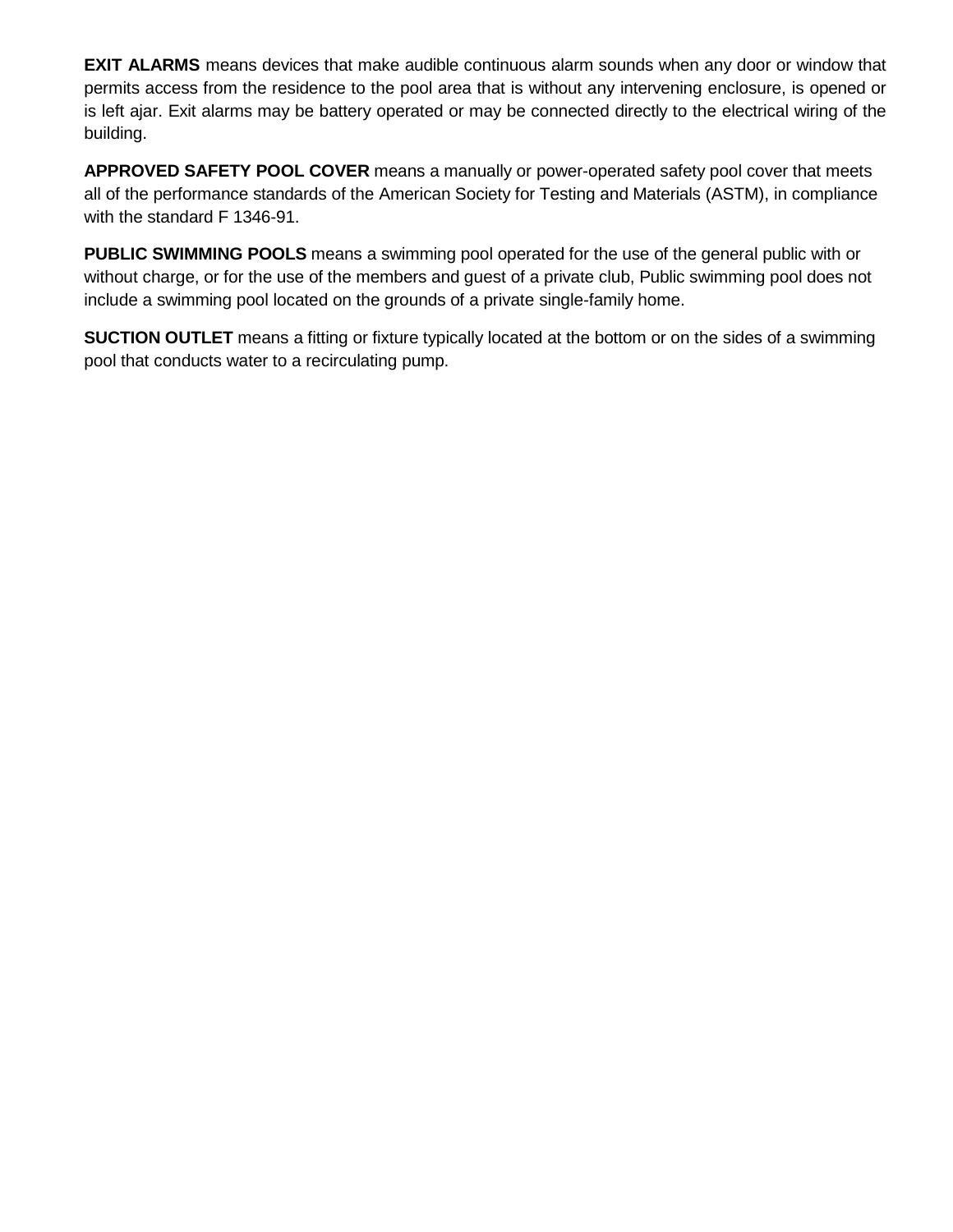**EXIT ALARMS** means devices that make audible continuous alarm sounds when any door or window that permits access from the residence to the pool area that is without any intervening enclosure, is opened or is left ajar. Exit alarms may be battery operated or may be connected directly to the electrical wiring of the building.

**APPROVED SAFETY POOL COVER** means a manually or power-operated safety pool cover that meets all of the performance standards of the American Society for Testing and Materials (ASTM), in compliance with the standard F 1346-91.

**PUBLIC SWIMMING POOLS** means a swimming pool operated for the use of the general public with or without charge, or for the use of the members and guest of a private club, Public swimming pool does not include a swimming pool located on the grounds of a private single-family home.

**SUCTION OUTLET** means a fitting or fixture typically located at the bottom or on the sides of a swimming pool that conducts water to a recirculating pump.